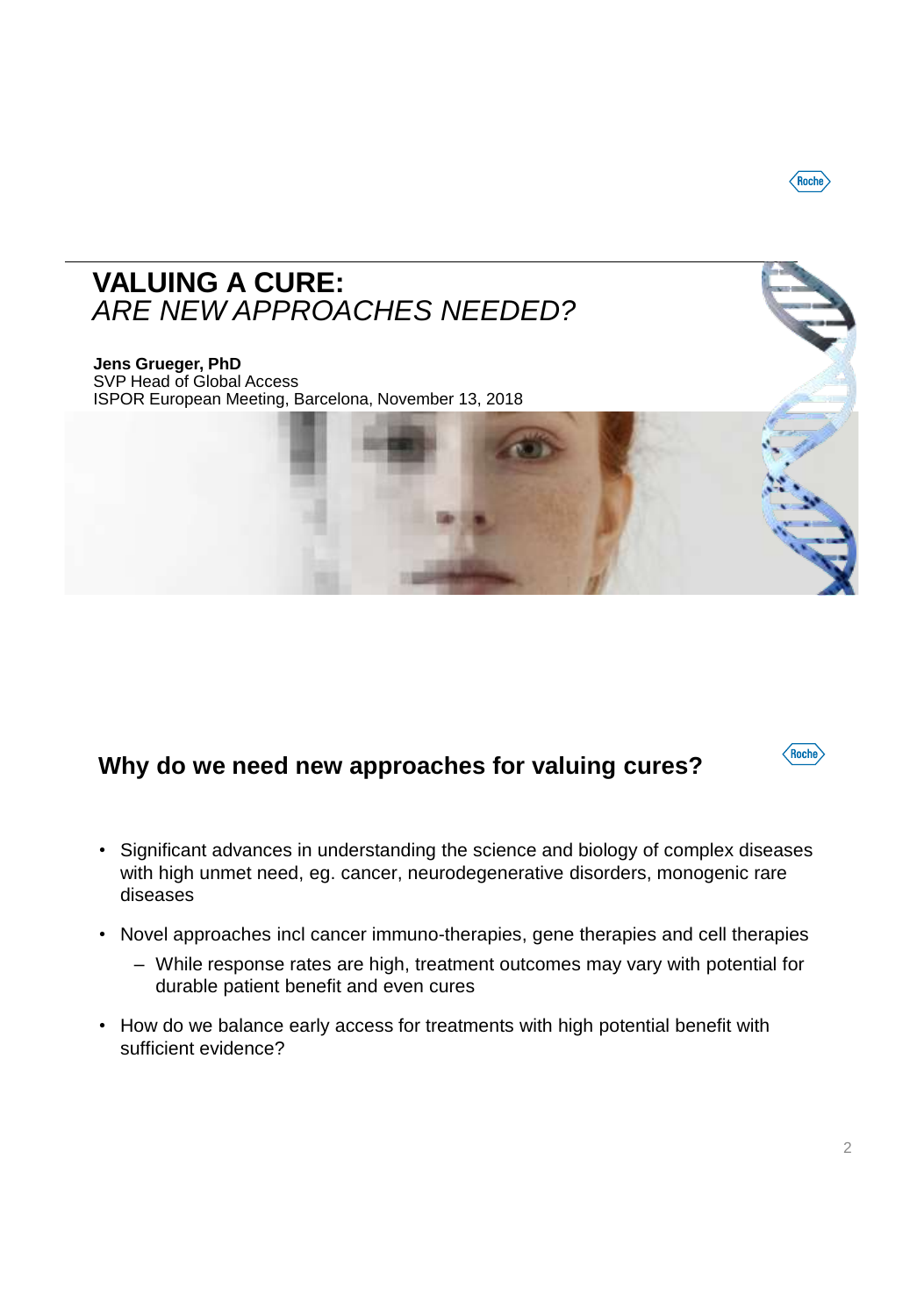# VALUING A CURE:
## *ARE NEW APPROACHES NEEDED?*

**Jens Grueger, PhD**
SVP Head of Global Access
ISPOR European Meeting, Barcelona, November 13, 2018

## Why do we need new approaches for valuing cures?

- Significant advances in understanding the science and biology of complex diseases with high unmet need, eg. cancer, neurodegenerative disorders, monogenic rare diseases
- Novel approaches incl cancer immuno-therapies, gene therapies and cell therapies
  - While response rates are high, treatment outcomes may vary with potential for durable patient benefit and even cures
- How do we balance early access for treatments with high potential benefit with sufficient evidence?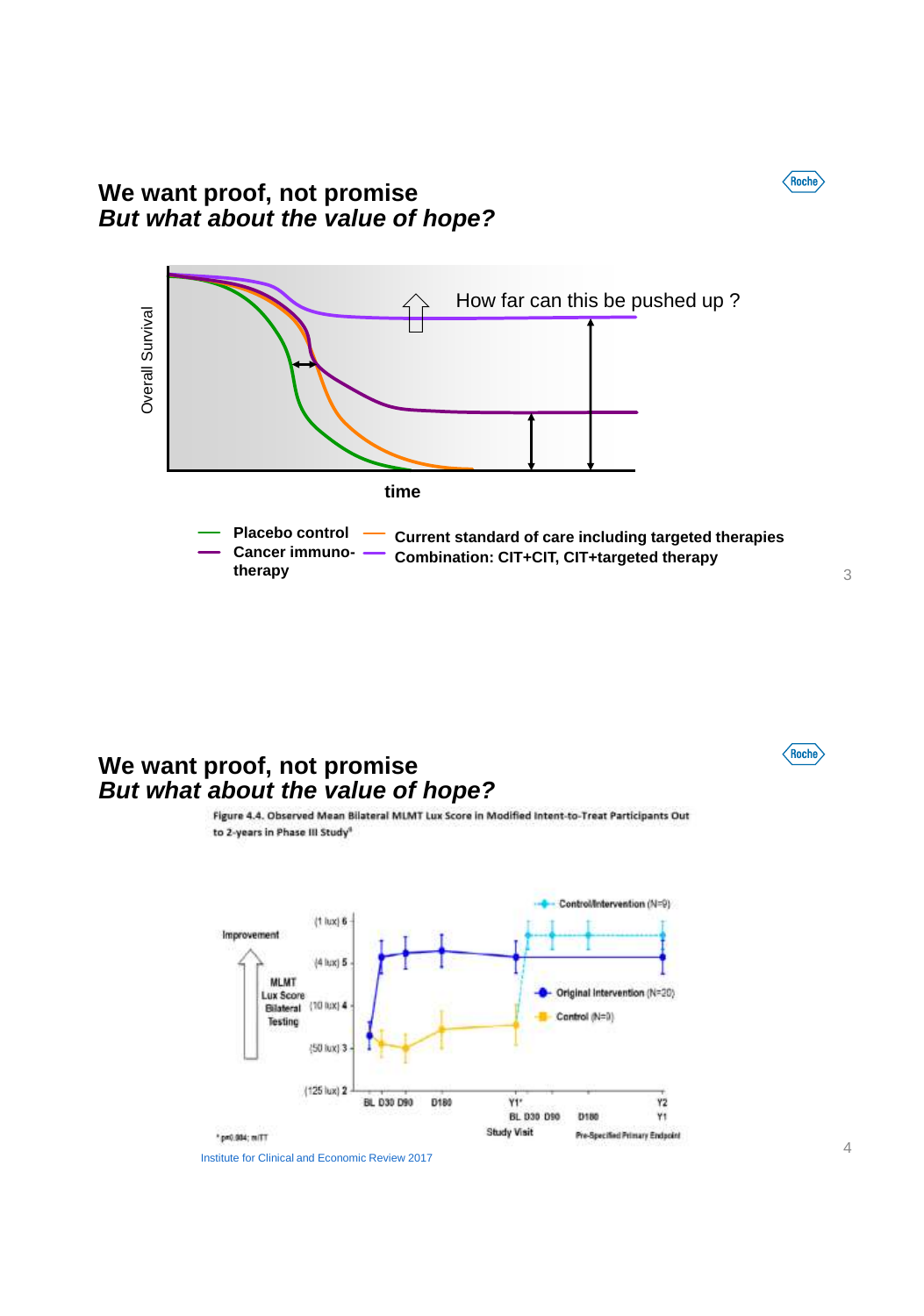## We want proof, not promise
### *But what about the value of hope?*

How far can this be pushed up ?

Overall Survival

time

- Placebo control
- Cancer immuno-therapy
- Current standard of care including targeted therapies
- Combination: CIT+CIT, CIT+targeted therapy

## We want proof, not promise
### *But what about the value of hope?*

Figure 4.4. Observed Mean Bilateral MLMT Lux Score in Modified Intent-to-Treat Participants Out to 2-years in Phase III Study*

* p=0.004; mITT

Institute for Clinical and Economic Review 2017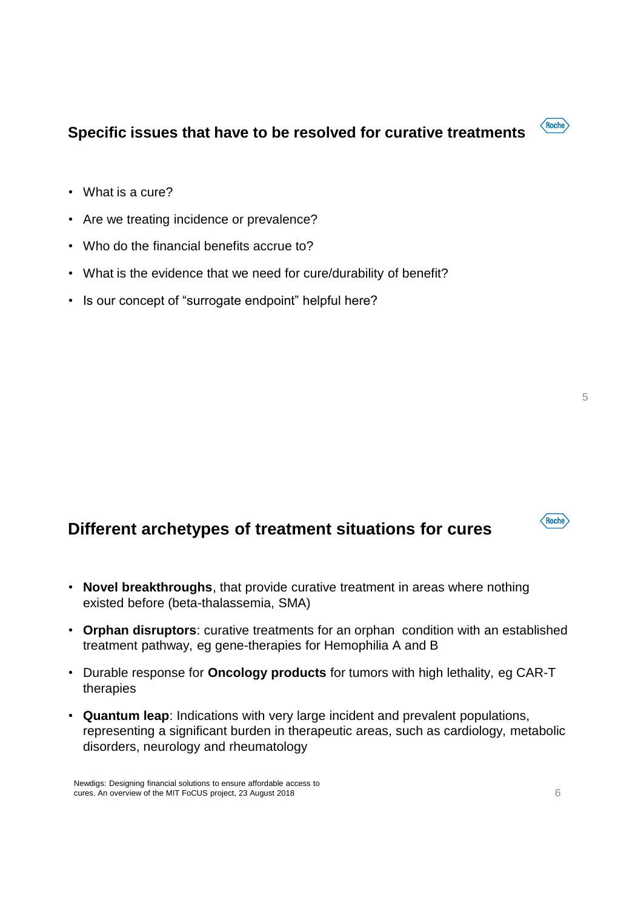## Specific issues that have to be resolved for curative treatments

- What is a cure?
- Are we treating incidence or prevalence?
- Who do the financial benefits accrue to?
- What is the evidence that we need for cure/durability of benefit?
- Is our concept of "surrogate endpoint" helpful here?

## Different archetypes of treatment situations for cures

- **Novel breakthroughs**, that provide curative treatment in areas where nothing existed before (beta-thalassemia, SMA)
- **Orphan disruptors**: curative treatments for an orphan condition with an established treatment pathway, eg gene-therapies for Hemophilia A and B
- Durable response for **Oncology products** for tumors with high lethality, eg CAR-T therapies
- **Quantum leap**: Indications with very large incident and prevalent populations, representing a significant burden in therapeutic areas, such as cardiology, metabolic disorders, neurology and rheumatology

Newdigs: Designing financial solutions to ensure affordable access to cures. An overview of the MIT FoCUS project, 23 August 2018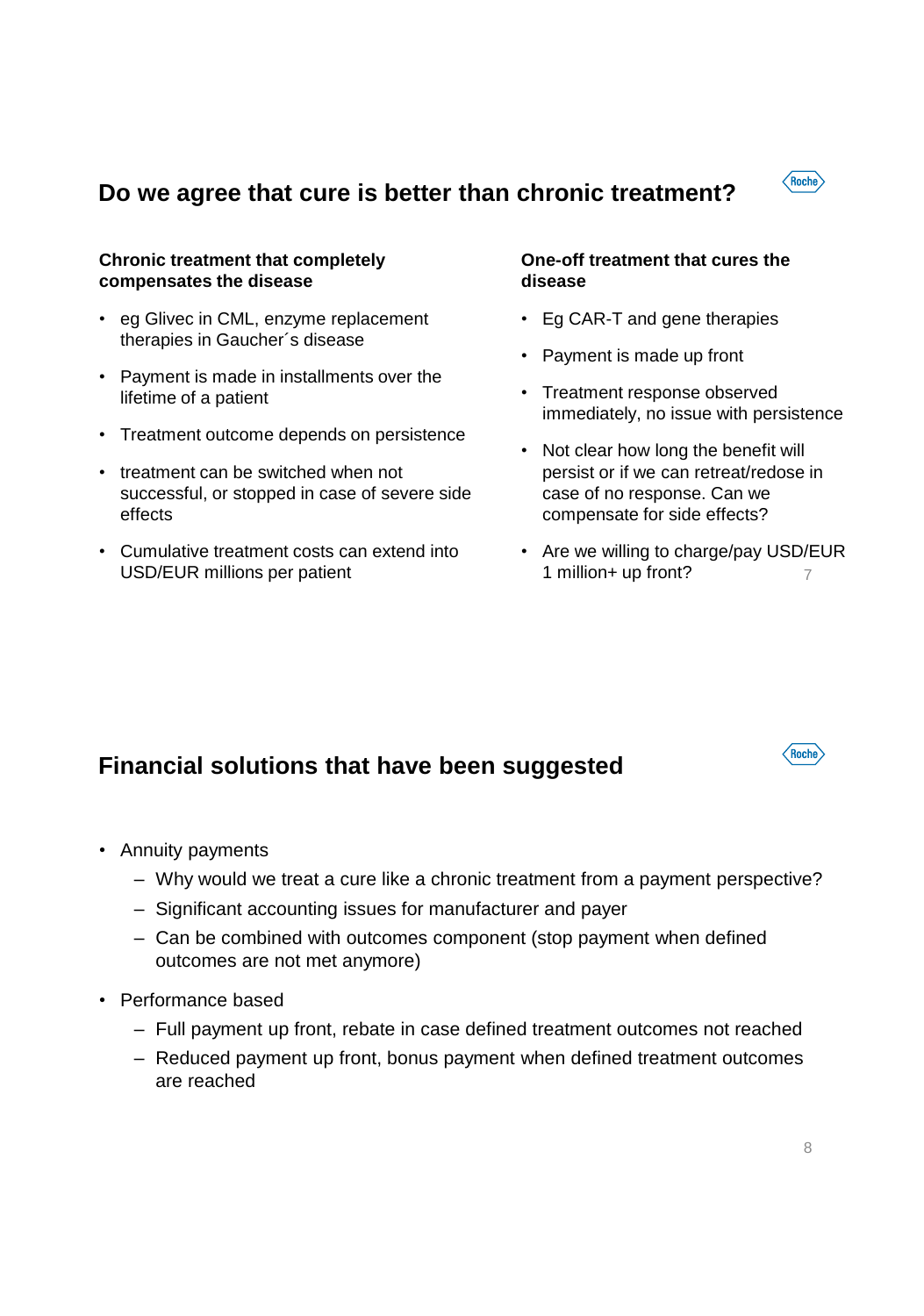## Do we agree that cure is better than chronic treatment?

**Chronic treatment that completely compensates the disease**

- eg Glivec in CML, enzyme replacement therapies in Gaucher´s disease
- Payment is made in installments over the lifetime of a patient
- Treatment outcome depends on persistence
- treatment can be switched when not successful, or stopped in case of severe side effects
- Cumulative treatment costs can extend into USD/EUR millions per patient

**One-off treatment that cures the disease**

- Eg CAR-T and gene therapies
- Payment is made up front
- Treatment response observed immediately, no issue with persistence
- Not clear how long the benefit will persist or if we can retreat/redose in case of no response. Can we compensate for side effects?
- Are we willing to charge/pay USD/EUR 1 million+ up front?

## Financial solutions that have been suggested

- Annuity payments
  - Why would we treat a cure like a chronic treatment from a payment perspective?
  - Significant accounting issues for manufacturer and payer
  - Can be combined with outcomes component (stop payment when defined outcomes are not met anymore)
- Performance based
  - Full payment up front, rebate in case defined treatment outcomes not reached
  - Reduced payment up front, bonus payment when defined treatment outcomes are reached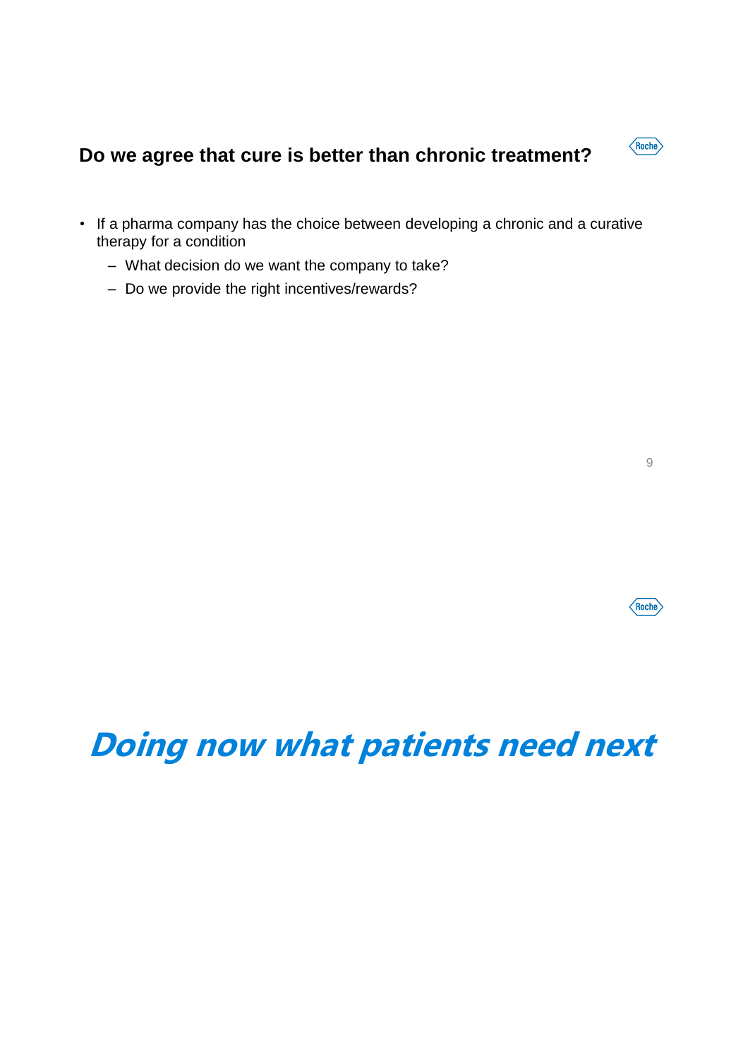## Do we agree that cure is better than chronic treatment?

- If a pharma company has the choice between developing a chronic and a curative therapy for a condition
  - What decision do we want the company to take?
  - Do we provide the right incentives/rewards?

***Doing now what patients need next***